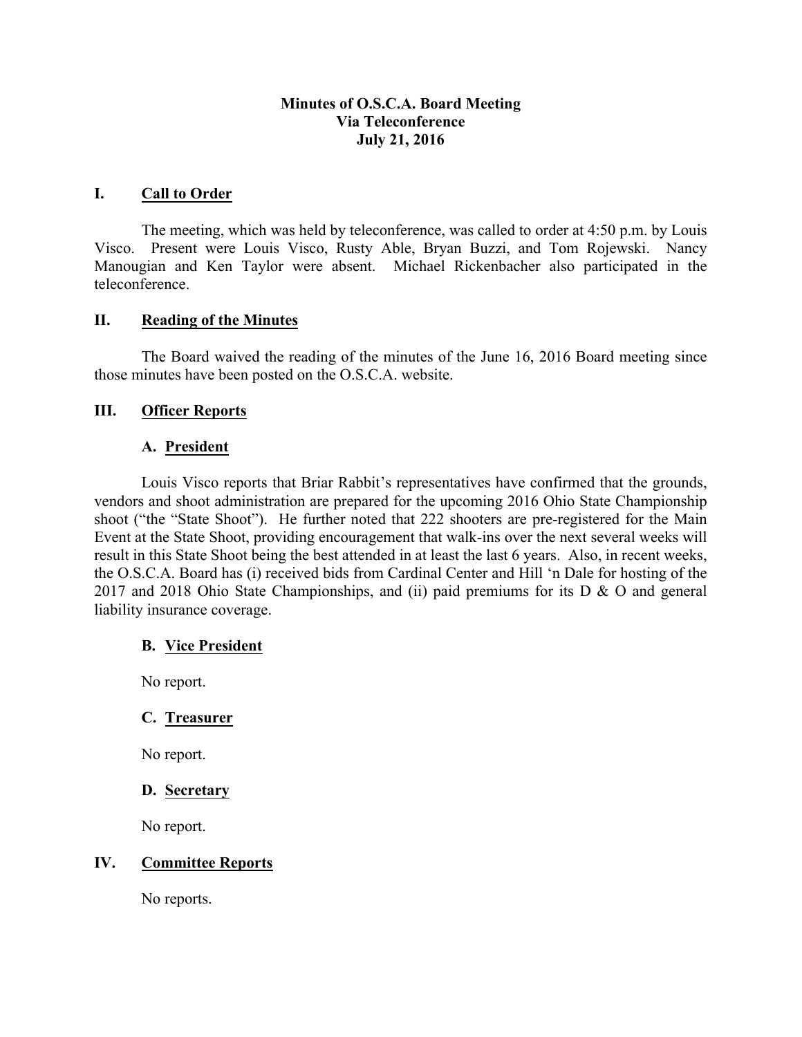**Minutes of O.S.C.A. Board Meeting**
**Via Teleconference**
**July 21, 2016**

## I. Call to Order

The meeting, which was held by teleconference, was called to order at 4:50 p.m. by Louis Visco. Present were Louis Visco, Rusty Able, Bryan Buzzi, and Tom Rojewski. Nancy Manougian and Ken Taylor were absent. Michael Rickenbacher also participated in the teleconference.

## II. Reading of the Minutes

The Board waived the reading of the minutes of the June 16, 2016 Board meeting since those minutes have been posted on the O.S.C.A. website.

## III. Officer Reports

### A. President

Louis Visco reports that Briar Rabbit's representatives have confirmed that the grounds, vendors and shoot administration are prepared for the upcoming 2016 Ohio State Championship shoot ("the "State Shoot"). He further noted that 222 shooters are pre-registered for the Main Event at the State Shoot, providing encouragement that walk-ins over the next several weeks will result in this State Shoot being the best attended in at least the last 6 years. Also, in recent weeks, the O.S.C.A. Board has (i) received bids from Cardinal Center and Hill 'n Dale for hosting of the 2017 and 2018 Ohio State Championships, and (ii) paid premiums for its D & O and general liability insurance coverage.

### B. Vice President

No report.

### C. Treasurer

No report.

### D. Secretary

No report.

## IV. Committee Reports

No reports.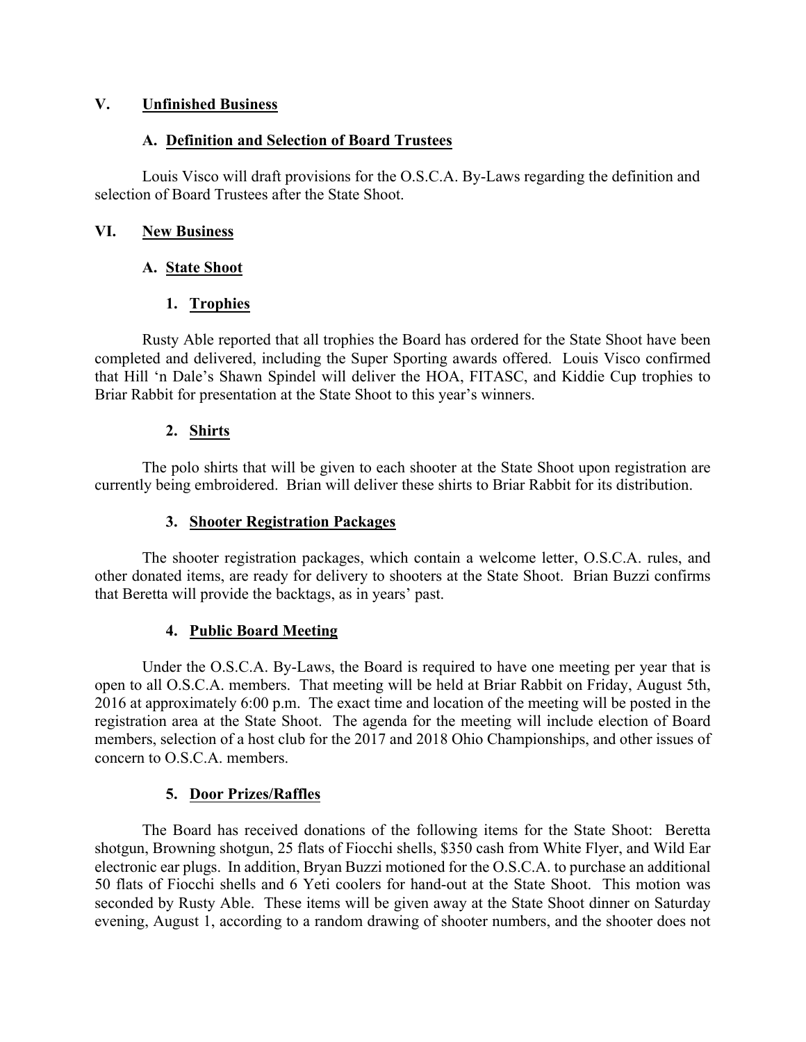## V. Unfinished Business

### A. Definition and Selection of Board Trustees

Louis Visco will draft provisions for the O.S.C.A. By-Laws regarding the definition and selection of Board Trustees after the State Shoot.

## VI. New Business

### A. State Shoot

#### 1. Trophies

Rusty Able reported that all trophies the Board has ordered for the State Shoot have been completed and delivered, including the Super Sporting awards offered. Louis Visco confirmed that Hill 'n Dale's Shawn Spindel will deliver the HOA, FITASC, and Kiddie Cup trophies to Briar Rabbit for presentation at the State Shoot to this year's winners.

#### 2. Shirts

The polo shirts that will be given to each shooter at the State Shoot upon registration are currently being embroidered. Brian will deliver these shirts to Briar Rabbit for its distribution.

#### 3. Shooter Registration Packages

The shooter registration packages, which contain a welcome letter, O.S.C.A. rules, and other donated items, are ready for delivery to shooters at the State Shoot. Brian Buzzi confirms that Beretta will provide the backtags, as in years' past.

#### 4. Public Board Meeting

Under the O.S.C.A. By-Laws, the Board is required to have one meeting per year that is open to all O.S.C.A. members. That meeting will be held at Briar Rabbit on Friday, August 5th, 2016 at approximately 6:00 p.m. The exact time and location of the meeting will be posted in the registration area at the State Shoot. The agenda for the meeting will include election of Board members, selection of a host club for the 2017 and 2018 Ohio Championships, and other issues of concern to O.S.C.A. members.

#### 5. Door Prizes/Raffles

The Board has received donations of the following items for the State Shoot: Beretta shotgun, Browning shotgun, 25 flats of Fiocchi shells, $350 cash from White Flyer, and Wild Ear electronic ear plugs. In addition, Bryan Buzzi motioned for the O.S.C.A. to purchase an additional 50 flats of Fiocchi shells and 6 Yeti coolers for hand-out at the State Shoot. This motion was seconded by Rusty Able. These items will be given away at the State Shoot dinner on Saturday evening, August 1, according to a random drawing of shooter numbers, and the shooter does not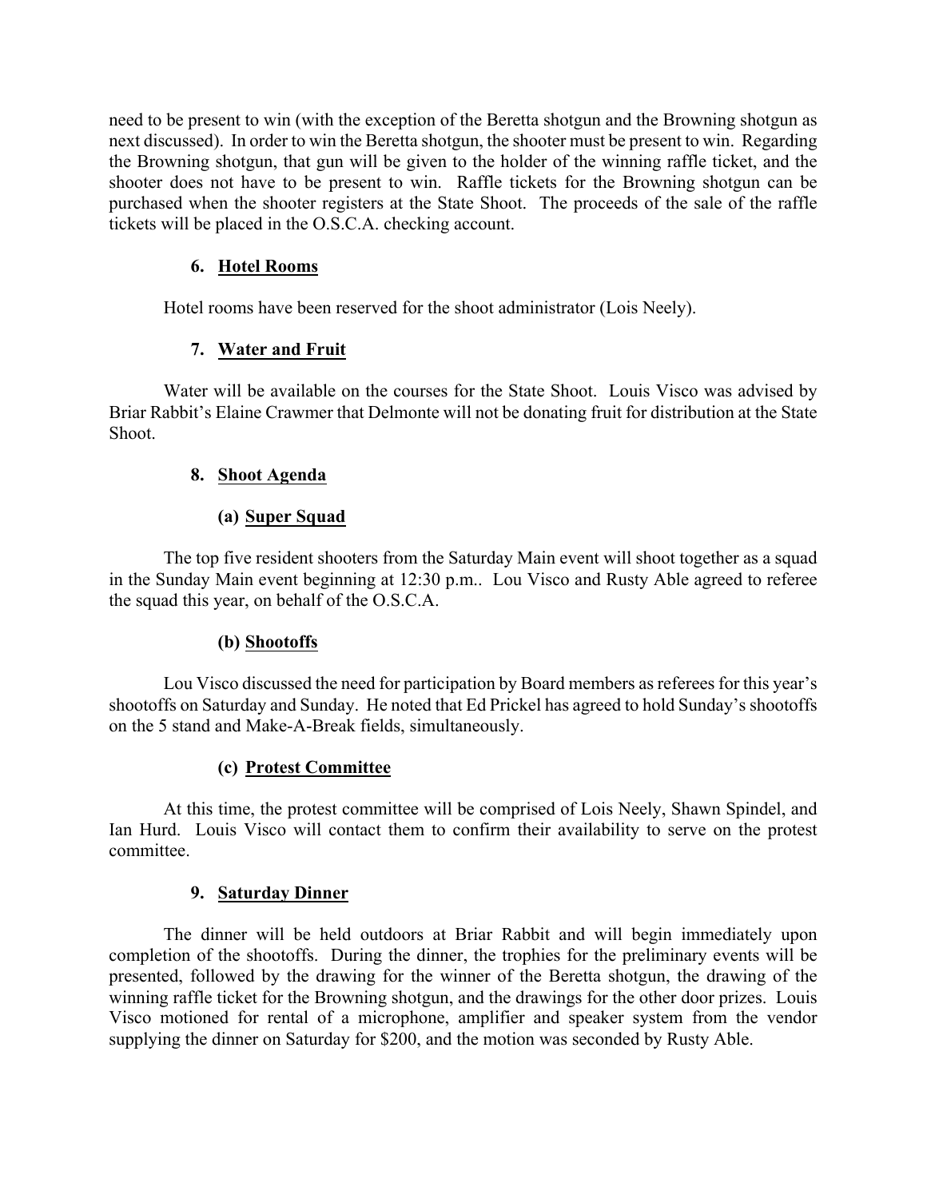need to be present to win (with the exception of the Beretta shotgun and the Browning shotgun as next discussed). In order to win the Beretta shotgun, the shooter must be present to win. Regarding the Browning shotgun, that gun will be given to the holder of the winning raffle ticket, and the shooter does not have to be present to win. Raffle tickets for the Browning shotgun can be purchased when the shooter registers at the State Shoot. The proceeds of the sale of the raffle tickets will be placed in the O.S.C.A. checking account.

### 6. Hotel Rooms

Hotel rooms have been reserved for the shoot administrator (Lois Neely).

### 7. Water and Fruit

Water will be available on the courses for the State Shoot. Louis Visco was advised by Briar Rabbit's Elaine Crawmer that Delmonte will not be donating fruit for distribution at the State Shoot.

### 8. Shoot Agenda

#### (a) Super Squad

The top five resident shooters from the Saturday Main event will shoot together as a squad in the Sunday Main event beginning at 12:30 p.m.. Lou Visco and Rusty Able agreed to referee the squad this year, on behalf of the O.S.C.A.

#### (b) Shootoffs

Lou Visco discussed the need for participation by Board members as referees for this year's shootoffs on Saturday and Sunday. He noted that Ed Prickel has agreed to hold Sunday's shootoffs on the 5 stand and Make-A-Break fields, simultaneously.

#### (c) Protest Committee

At this time, the protest committee will be comprised of Lois Neely, Shawn Spindel, and Ian Hurd. Louis Visco will contact them to confirm their availability to serve on the protest committee.

### 9. Saturday Dinner

The dinner will be held outdoors at Briar Rabbit and will begin immediately upon completion of the shootoffs. During the dinner, the trophies for the preliminary events will be presented, followed by the drawing for the winner of the Beretta shotgun, the drawing of the winning raffle ticket for the Browning shotgun, and the drawings for the other door prizes. Louis Visco motioned for rental of a microphone, amplifier and speaker system from the vendor supplying the dinner on Saturday for $200, and the motion was seconded by Rusty Able.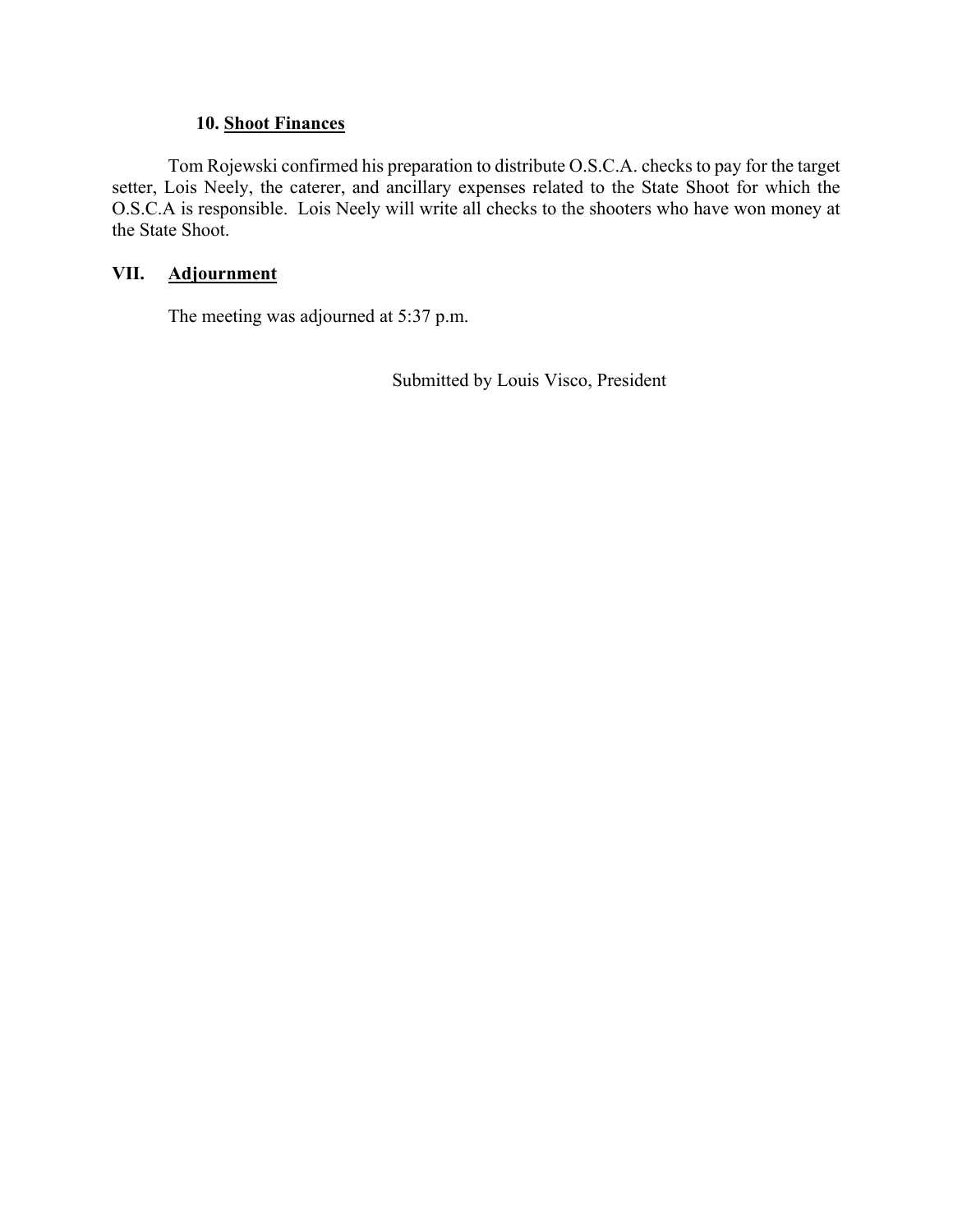**10. Shoot Finances**

Tom Rojewski confirmed his preparation to distribute O.S.C.A. checks to pay for the target setter, Lois Neely, the caterer, and ancillary expenses related to the State Shoot for which the O.S.C.A is responsible. Lois Neely will write all checks to the shooters who have won money at the State Shoot.

## VII. Adjournment

The meeting was adjourned at 5:37 p.m.

Submitted by Louis Visco, President